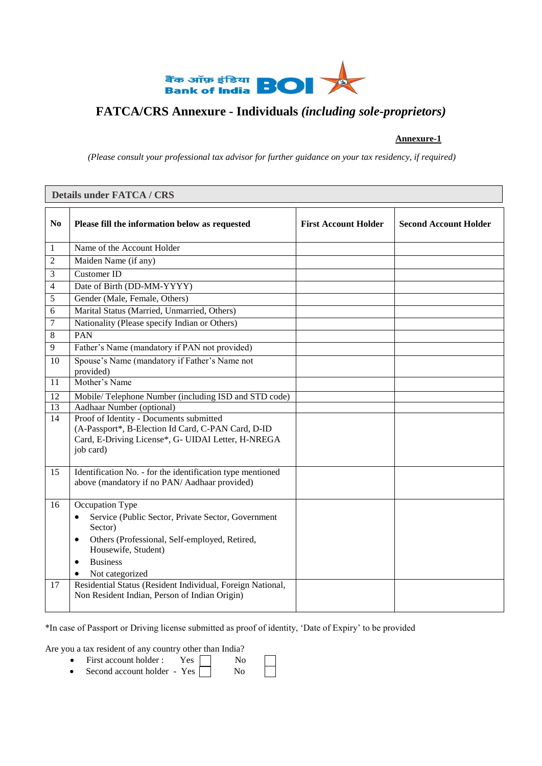बैंक ऑफ़ इंडिया Bank of India BOI

# FATCA/CRS Annexure - Individuals *(including sole-proprietors)*

**Annexure-1**

*(Please consult your professional tax advisor for further guidance on your tax residency, if required)*

## Details under FATCA / CRS

| No | Please fill the information below as requested | First Account Holder | Second Account Holder |
|---|---|---|---|
| 1 | Name of the Account Holder | | |
| 2 | Maiden Name (if any) | | |
| 3 | Customer ID | | |
| 4 | Date of Birth (DD-MM-YYYY) | | |
| 5 | Gender (Male, Female, Others) | | |
| 6 | Marital Status (Married, Unmarried, Others) | | |
| 7 | Nationality (Please specify Indian or Others) | | |
| 8 | PAN | | |
| 9 | Father's Name (mandatory if PAN not provided) | | |
| 10 | Spouse's Name (mandatory if Father's Name not provided) | | |
| 11 | Mother's Name | | |
| 12 | Mobile/ Telephone Number (including ISD and STD code) | | |
| 13 | Aadhaar Number (optional) | | |
| 14 | Proof of Identity - Documents submitted (A-Passport*, B-Election Id Card, C-PAN Card, D-ID Card, E-Driving License*, G- UIDAI Letter, H-NREGA job card) | | |
| 15 | Identification No. - for the identification type mentioned above (mandatory if no PAN/ Aadhaar provided) | | |
| 16 | Occupation Type<br>• Service (Public Sector, Private Sector, Government Sector)<br>• Others (Professional, Self-employed, Retired, Housewife, Student)<br>• Business<br>• Not categorized | | |
| 17 | Residential Status (Resident Individual, Foreign National, Non Resident Indian, Person of Indian Origin) | | |

*In case of Passport or Driving license submitted as proof of identity, 'Date of Expiry' to be provided

Are you a tax resident of any country other than India?

- First account holder : Yes ☐ No ☐
- Second account holder - Yes ☐ No ☐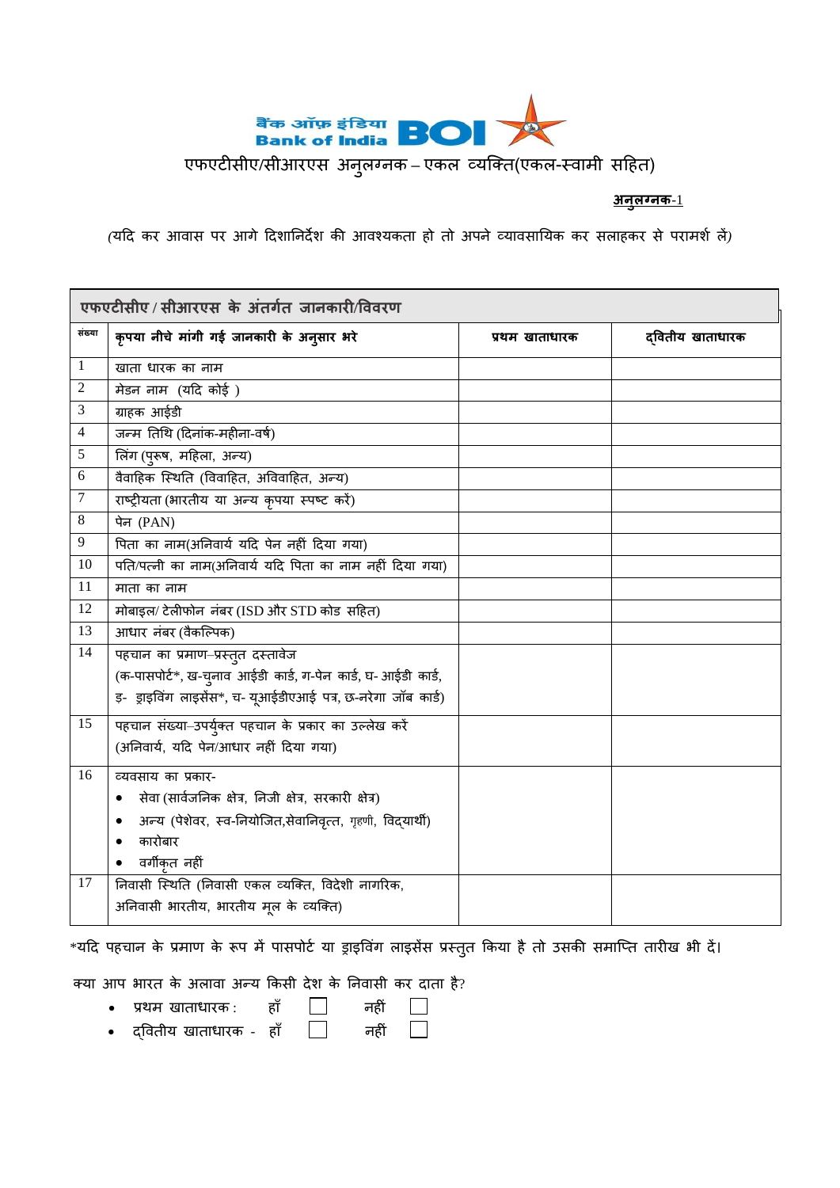बैंक ऑफ़ इंडिया Bank of India BOI

## एफएटीसीए/सीआरएस अनुलग्नक – एकल व्यक्ति(एकल-स्वामी सहित)

**अनुलग्नक**-1

*(यदि कर आवास पर आगे दिशानिर्देश की आवश्यकता हो तो अपने व्यावसायिक कर सलाहकर से परामर्श लें)*

| **एफएटीसीए / सीआरएस के अंतर्गत जानकारी/विवरण** | | | |
|---|---|---|---|
| **संख्या** | **कृपया नीचे मांगी गई जानकारी के अनुसार भरे** | **प्रथम खाताधारक** | **द्वितीय खाताधारक** |
| 1 | खाता धारक का नाम | | |
| 2 | मेडन नाम (यदि कोई ) | | |
| 3 | ग्राहक आईडी | | |
| 4 | जन्म तिथि (दिनांक-महीना-वर्ष) | | |
| 5 | लिंग (पुरूष, महिला, अन्य) | | |
| 6 | वैवाहिक स्थिति (विवाहित, अविवाहित, अन्य) | | |
| 7 | राष्ट्रीयता (भारतीय या अन्य कृपया स्पष्ट करें) | | |
| 8 | पेन (PAN) | | |
| 9 | पिता का नाम(अनिवार्य यदि पेन नहीं दिया गया) | | |
| 10 | पति/पत्नी का नाम(अनिवार्य यदि पिता का नाम नहीं दिया गया) | | |
| 11 | माता का नाम | | |
| 12 | मोबाइल/ टेलीफोन नंबर (ISD और STD कोड सहित) | | |
| 13 | आधार नंबर (वैकल्पिक) | | |
| 14 | पहचान का प्रमाण–प्रस्तुत दस्तावेज (क-पासपोर्ट*, ख-चुनाव आईडी कार्ड, ग-पेन कार्ड, घ- आईडी कार्ड, ङ- ड्राइविंग लाइसेंस*, च- यूआईडीएआई पत्र, छ-नरेगा जॉब कार्ड) | | |
| 15 | पहचान संख्या–उपर्युक्त पहचान के प्रकार का उल्लेख करें (अनिवार्य, यदि पेन/आधार नहीं दिया गया) | | |
| 16 | व्यवसाय का प्रकार- <br>• सेवा (सार्वजनिक क्षेत्र, निजी क्षेत्र, सरकारी क्षेत्र) <br>• अन्य (पेशेवर, स्व-नियोजित,सेवानिवृत्त, गृहणी, विद्यार्थी) <br>• कारोबार <br>• वर्गीकृत नहीं | | |
| 17 | निवासी स्थिति (निवासी एकल व्यक्ति, विदेशी नागरिक, अनिवासी भारतीय, भारतीय मूल के व्यक्ति) | | |

*यदि पहचान के प्रमाण के रूप में पासपोर्ट या ड्राइविंग लाइसेंस प्रस्तुत किया है तो उसकी समाप्ति तारीख भी दें।

क्या आप भारत के अलावा अन्य किसी देश के निवासी कर दाता है?

- प्रथम खाताधारक : हाँ ☐ नहीं ☐
- द्वितीय खाताधारक - हाँ ☐ नहीं ☐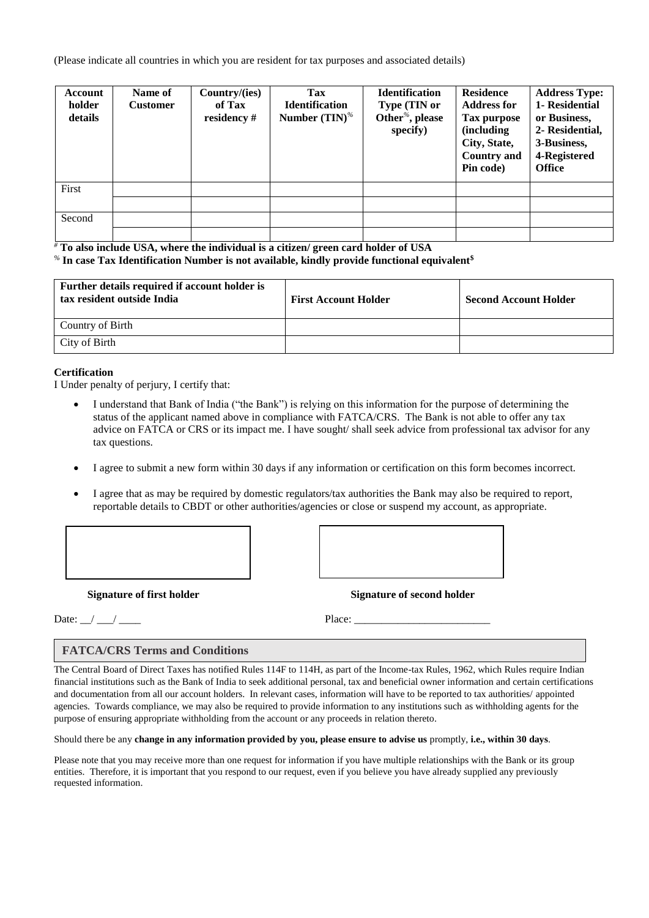(Please indicate all countries in which you are resident for tax purposes and associated details)

| Account holder details | Name of Customer | Country/(ies) of Tax residency # | Tax Identification Number (TIN)% | Identification Type (TIN or Other%, please specify) | Residence Address for Tax purpose (including City, State, Country and Pin code) | Address Type: 1- Residential or Business, 2- Residential, 3-Business, 4-Registered Office |
|---|---|---|---|---|---|---|
| First | | | | | | |
| | | | | | | |
| Second | | | | | | |
| | | | | | | |

# **To also include USA, where the individual is a citizen/ green card holder of USA**

% **In case Tax Identification Number is not available, kindly provide functional equivalent$**

| Further details required if account holder is tax resident outside India | First Account Holder | Second Account Holder |
|---|---|---|
| Country of Birth | | |
| City of Birth | | |

**Certification**

I Under penalty of perjury, I certify that:

- I understand that Bank of India ("the Bank") is relying on this information for the purpose of determining the status of the applicant named above in compliance with FATCA/CRS. The Bank is not able to offer any tax advice on FATCA or CRS or its impact me. I have sought/ shall seek advice from professional tax advisor for any tax questions.
- I agree to submit a new form within 30 days if any information or certification on this form becomes incorrect.
- I agree that as may be required by domestic regulators/tax authorities the Bank may also be required to report, reportable details to CBDT or other authorities/agencies or close or suspend my account, as appropriate.

**Signature of first holder** **Signature of second holder**

Date: __/ ___/ ____ Place: _________________________

## FATCA/CRS Terms and Conditions

The Central Board of Direct Taxes has notified Rules 114F to 114H, as part of the Income-tax Rules, 1962, which Rules require Indian financial institutions such as the Bank of India to seek additional personal, tax and beneficial owner information and certain certifications and documentation from all our account holders. In relevant cases, information will have to be reported to tax authorities/ appointed agencies. Towards compliance, we may also be required to provide information to any institutions such as withholding agents for the purpose of ensuring appropriate withholding from the account or any proceeds in relation thereto.

Should there be any **change in any information provided by you, please ensure to advise us** promptly, **i.e., within 30 days**.

Please note that you may receive more than one request for information if you have multiple relationships with the Bank or its group entities. Therefore, it is important that you respond to our request, even if you believe you have already supplied any previously requested information.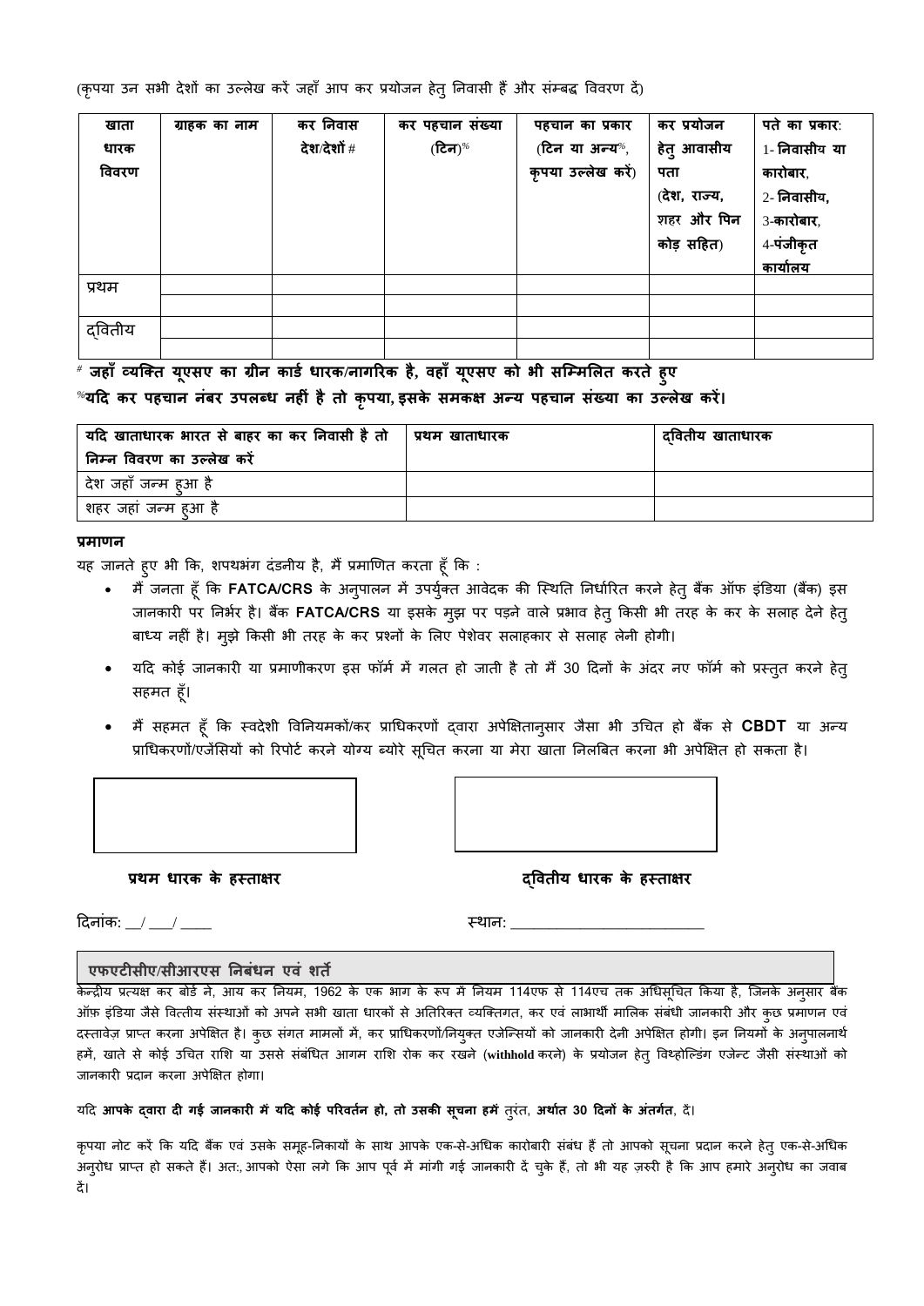(कृपया उन सभी देशों का उल्लेख करें जहाँ आप कर प्रयोजन हेतु निवासी हैं और संम्बद्ध विवरण दें)

| खाता धारक विवरण | ग्राहक का नाम | कर निवास देश/देशों # | कर पहचान संख्या (टिन)% | पहचान का प्रकार (टिन या अन्य%, कृपया उल्लेख करें) | कर प्रयोजन हेतु आवासीय पता (देश, राज्य, शहर और पिन कोड़ सहित) | पते का प्रकार: 1- निवासीय या कारोबार, 2- निवासीय, 3-कारोबार, 4-पंजीकृत कार्यालय |
|---|---|---|---|---|---|---|
| प्रथम | | | | | | |
| | | | | | | |
| द्वितीय | | | | | | |
| | | | | | | |

**# जहाँ व्यक्ति यूएसए का ग्रीन कार्ड धारक/नागरिक है, वहाँ यूएसए को भी सम्मिलित करते हुए**

**%यदि कर पहचान नंबर उपलब्ध नहीं है तो कृपया, इसके समकक्ष अन्य पहचान संख्या का उल्लेख करें।**

| यदि खाताधारक भारत से बाहर का कर निवासी है तो निम्न विवरण का उल्लेख करें | प्रथम खाताधारक | द्वितीय खाताधारक |
|---|---|---|
| देश जहाँ जन्म हुआ है | | |
| शहर जहां जन्म हुआ है | | |

**प्रमाणन**

यह जानते हुए भी कि, शपथभंग दंडनीय है, मैं प्रमाणित करता हूँ कि :

- मैं जनता हूँ कि **FATCA/CRS** के अनुपालन में उपर्युक्त आवेदक की स्थिति निर्धारित करने हेतु बैंक ऑफ इंडिया (बैंक) इस जानकारी पर निर्भर है। बैंक **FATCA/CRS** या इसके मुझ पर पड़ने वाले प्रभाव हेतु किसी भी तरह के कर के सलाह देने हेतु बाध्य नहीं है। मुझे किसी भी तरह के कर प्रश्नों के लिए पेशेवर सलाहकार से सलाह लेनी होगी।
- यदि कोई जानकारी या प्रमाणीकरण इस फॉर्म में गलत हो जाती है तो मैं 30 दिनों के अंदर नए फॉर्म को प्रस्तुत करने हेतु सहमत हूँ।
- मैं सहमत हूँ कि स्वदेशी विनियमकों/कर प्राधिकरणों द्वारा अपेक्षितानुसार जैसा भी उचित हो बैंक से **CBDT** या अन्य प्राधिकरणों/एजेंसियों को रिपोर्ट करने योग्य ब्योरे सूचित करना या मेरा खाता निलंबित करना भी अपेक्षित हो सकता है।

**प्रथम धारक के हस्ताक्षर** **द्वितीय धारक के हस्ताक्षर**

दिनांक: \_\_/\_\_\_/\_\_\_\_ स्थान: \_\_\_\_\_\_\_\_\_\_\_\_\_\_\_\_\_\_\_\_\_\_\_\_\_\_

**एफएटीसीए/सीआरएस निबंधन एवं शर्तें**

केन्द्रीय प्रत्यक्ष कर बोर्ड ने, आय कर नियम, 1962 के एक भाग के रूप में नियम 114एफ से 114एच तक अधिसूचित किया है, जिनके अनुसार बैंक ऑफ़ इंडिया जैसे वित्तीय संस्थाओं को अपने सभी खाता धारकों से अतिरिक्त व्यक्तिगत, कर एवं लाभार्थी मालिक संबंधी जानकारी और कुछ प्रमाणन एवं दस्तावेज़ प्राप्त करना अपेक्षित है। कुछ संगत मामलों में, कर प्राधिकरणों/नियुक्त एजेन्सियों को जानकारी देनी अपेक्षित होगी। इन नियमों के अनुपालनार्थ हमें, खाते से कोई उचित राशि या उससे संबंधित आगम राशि रोक कर रखने (**withhold** करने) के प्रयोजन हेतु विथ्होल्डिंग एजेन्ट जैसी संस्थाओं को जानकारी प्रदान करना अपेक्षित होगा।

यदि **आपके द्वारा दी गई जानकारी में यदि कोई परिवर्तन हो, तो उसकी सूचना हमें** तुरंत, **अर्थात 30 दिनों के अंतर्गत**, दें।

कृपया नोट करें कि यदि बैंक एवं उसके समूह-निकायों के साथ आपके एक-से-अधिक कारोबारी संबंध हैं तो आपको सूचना प्रदान करने हेतु एक-से-अधिक अनुरोध प्राप्त हो सकते हैं। अतः, आपको ऐसा लगे कि आप पूर्व में मांगी गई जानकारी दे चुके हैं, तो भी यह ज़रूरी है कि आप हमारे अनुरोध का जवाब दें।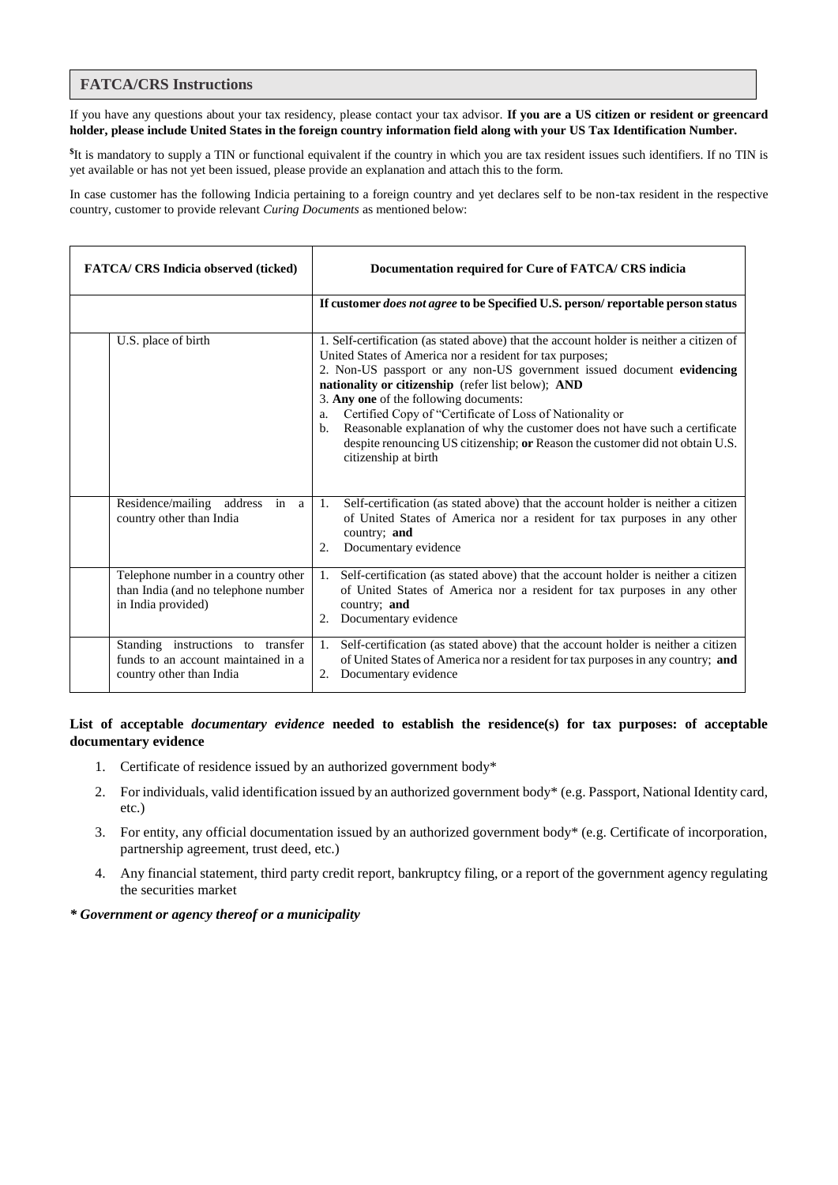## FATCA/CRS Instructions

If you have any questions about your tax residency, please contact your tax advisor. **If you are a US citizen or resident or greencard holder, please include United States in the foreign country information field along with your US Tax Identification Number.**

$It is mandatory to supply a TIN or functional equivalent if the country in which you are tax resident issues such identifiers. If no TIN is yet available or has not yet been issued, please provide an explanation and attach this to the form.

In case customer has the following Indicia pertaining to a foreign country and yet declares self to be non-tax resident in the respective country, customer to provide relevant *Curing Documents* as mentioned below:

| | FATCA/ CRS Indicia observed (ticked) | Documentation required for Cure of FATCA/ CRS indicia |
|---|---|---|
| | | **If customer *does not agree* to be Specified U.S. person/ reportable person status** |
| | U.S. place of birth | 1. Self-certification (as stated above) that the account holder is neither a citizen of United States of America nor a resident for tax purposes;<br>2. Non-US passport or any non-US government issued document **evidencing nationality or citizenship** (refer list below); **AND**<br>3. **Any one** of the following documents:<br>a. Certified Copy of "Certificate of Loss of Nationality or<br>b. Reasonable explanation of why the customer does not have such a certificate despite renouncing US citizenship; **or** Reason the customer did not obtain U.S. citizenship at birth |
| | Residence/mailing address in a country other than India | 1. Self-certification (as stated above) that the account holder is neither a citizen of United States of America nor a resident for tax purposes in any other country; **and**<br>2. Documentary evidence |
| | Telephone number in a country other than India (and no telephone number in India provided) | 1. Self-certification (as stated above) that the account holder is neither a citizen of United States of America nor a resident for tax purposes in any other country; **and**<br>2. Documentary evidence |
| | Standing instructions to transfer funds to an account maintained in a country other than India | 1. Self-certification (as stated above) that the account holder is neither a citizen of United States of America nor a resident for tax purposes in any country; **and**<br>2. Documentary evidence |

**List of acceptable *documentary evidence* needed to establish the residence(s) for tax purposes: of acceptable documentary evidence**

1. Certificate of residence issued by an authorized government body*
2. For individuals, valid identification issued by an authorized government body* (e.g. Passport, National Identity card, etc.)
3. For entity, any official documentation issued by an authorized government body* (e.g. Certificate of incorporation, partnership agreement, trust deed, etc.)
4. Any financial statement, third party credit report, bankruptcy filing, or a report of the government agency regulating the securities market

***\* Government or agency thereof or a municipality***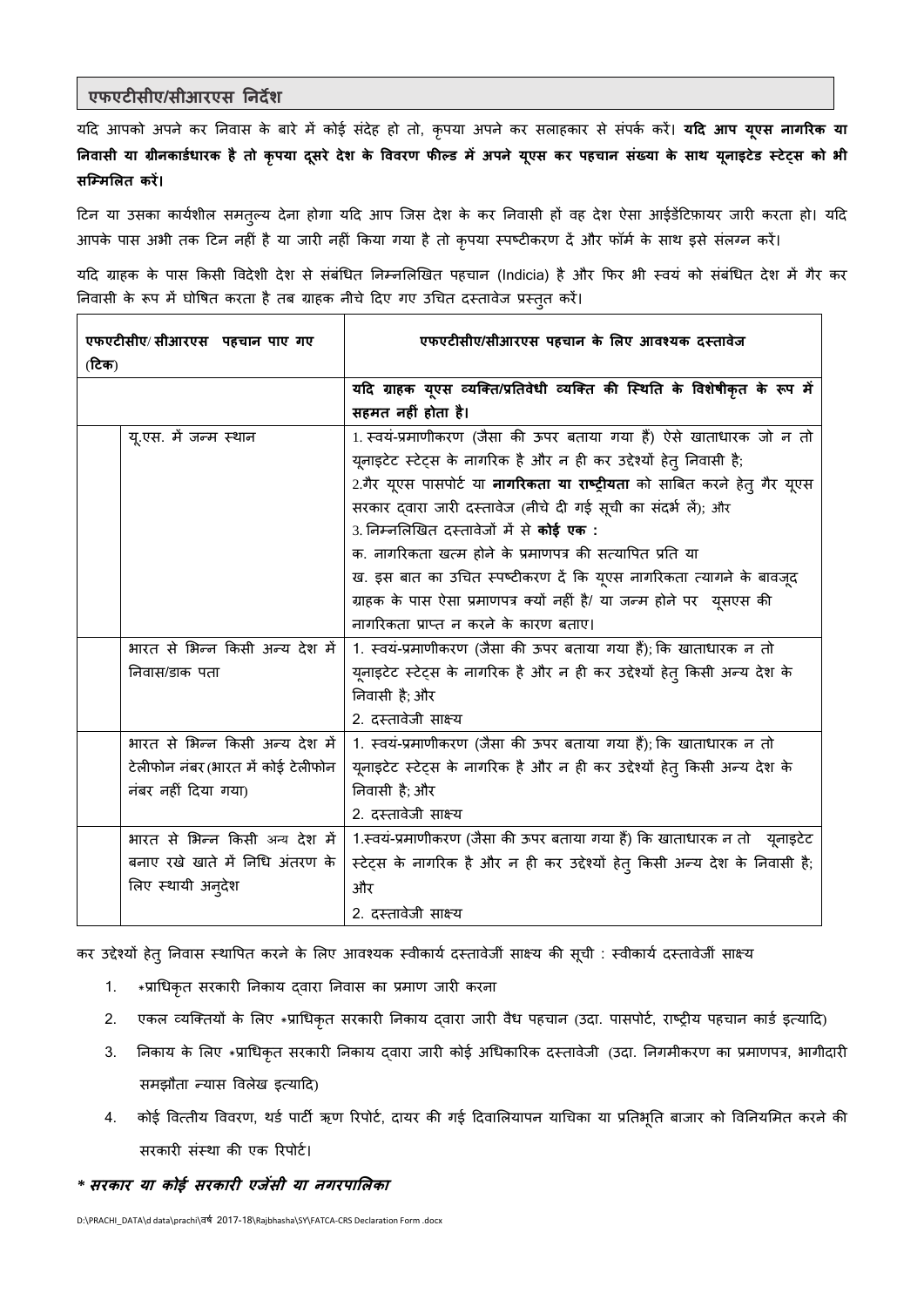## एफएटीसीए/सीआरएस निर्देश

यदि आपको अपने कर निवास के बारे में कोई संदेह हो तो, कृपया अपने कर सलाहकार से संपर्क करें। **यदि आप यूएस नागरिक या निवासी या ग्रीनकार्डधारक है तो कृपया दूसरे देश के विवरण फील्ड में अपने यूएस कर पहचान संख्या के साथ यूनाइटेड स्टेट्स को भी सम्मिलित करें।**

टिन या उसका कार्यशील समतुल्य देना होगा यदि आप जिस देश के कर निवासी हों वह देश ऐसा आईडेंटिफ़ायर जारी करता हो। यदि आपके पास अभी तक टिन नहीं है या जारी नहीं किया गया है तो कृपया स्पष्टीकरण दें और फॉर्म के साथ इसे संलग्न करें।

यदि ग्राहक के पास किसी विदेशी देश से संबंधित निम्नलिखित पहचान (Indicia) है और फिर भी स्वयं को संबंधित देश में गैर कर निवासी के रूप में घोषित करता है तब ग्राहक नीचे दिए गए उचित दस्तावेज प्रस्तुत करें।

| एफएटीसीए/ सीआरएस पहचान पाए गए (**टिक**) | | **एफएटीसीए/सीआरएस पहचान के लिए आवश्यक दस्तावेज** |
|---|---|---|
| | | **यदि ग्राहक यूएस व्यक्ति/प्रतिवेधी व्यक्ति की स्थिति के विशेषीकृत के रूप में सहमत नहीं होता है।** |
| | यू.एस. में जन्म स्थान | 1. स्वयं-प्रमाणीकरण (जैसा की ऊपर बताया गया हैं) ऐसे खाताधारक जो न तो यूनाइटेट स्टेट्स के नागरिक है और न ही कर उद्देश्यों हेतु निवासी है;<br>2.गैर यूएस पासपोर्ट या **नागरिकता या राष्ट्रीयता** को साबित करने हेतु गैर यूएस सरकार द्वारा जारी दस्तावेज (नीचे दी गई सूची का संदर्भ लें); और<br>3. निम्नलिखित दस्तावेजों में से **कोई एक :**<br>क. नागरिकता खत्म होने के प्रमाणपत्र की सत्यापित प्रति या<br>ख. इस बात का उचित स्पष्टीकरण दें कि यूएस नागरिकता त्यागने के बावजूद ग्राहक के पास ऐसा प्रमाणपत्र क्यों नहीं है/ या जन्म होने पर यूसएस की नागरिकता प्राप्त न करने के कारण बताए। |
| | भारत से भिन्न किसी अन्य देश में निवास/डाक पता | 1. स्वयं-प्रमाणीकरण (जैसा की ऊपर बताया गया हैं); कि खाताधारक न तो यूनाइटेट स्टेट्स के नागरिक है और न ही कर उद्देश्यों हेतु किसी अन्य देश के निवासी है; और<br>2. दस्तावेजी साक्ष्य |
| | भारत से भिन्न किसी अन्य देश में टेलीफोन नंबर (भारत में कोई टेलीफोन नंबर नहीं दिया गया) | 1. स्वयं-प्रमाणीकरण (जैसा की ऊपर बताया गया हैं); कि खाताधारक न तो यूनाइटेट स्टेट्स के नागरिक है और न ही कर उद्देश्यों हेतु किसी अन्य देश के निवासी है; और<br>2. दस्तावेजी साक्ष्य |
| | भारत से भिन्न किसी अन्य देश में बनाए रखे खाते में निधि अंतरण के लिए स्थायी अनुदेश | 1.स्वयं-प्रमाणीकरण (जैसा की ऊपर बताया गया हैं) कि खाताधारक न तो यूनाइटेट स्टेट्स के नागरिक है और न ही कर उद्देश्यों हेतु किसी अन्य देश के निवासी है; और<br>2. दस्तावेजी साक्ष्य |

कर उद्देश्यों हेतु निवास स्थापित करने के लिए आवश्यक स्वीकार्य दस्तावेजीं साक्ष्य की सूची : स्वीकार्य दस्तावेजीं साक्ष्य

1. *प्राधिकृत सरकारी निकाय द्वारा निवास का प्रमाण जारी करना
2. एकल व्यक्तियों के लिए *प्राधिकृत सरकारी निकाय द्वारा जारी वैध पहचान (उदा. पासपोर्ट, राष्ट्रीय पहचान कार्ड इत्यादि)
3. निकाय के लिए *प्राधिकृत सरकारी निकाय द्वारा जारी कोई अधिकारिक दस्तावेजी (उदा. निगमीकरण का प्रमाणपत्र, भागीदारी समझौता न्यास विलेख इत्यादि)
4. कोई वित्तीय विवरण, थर्ड पार्टी ऋण रिपोर्ट, दायर की गई दिवालियापन याचिका या प्रतिभूति बाजार को विनियमित करने की सरकारी संस्था की एक रिपोर्ट।

***\* सरकार या कोई सरकारी एजेंसी या नगरपालिका***